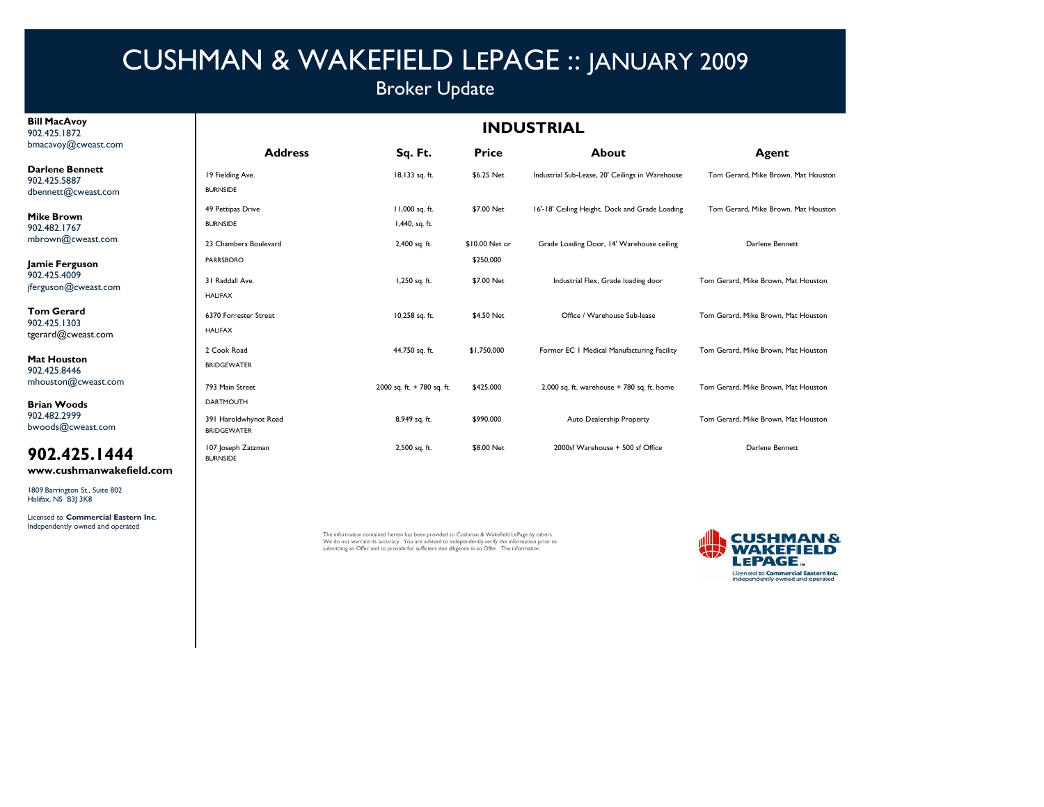# CUSHMAN & WAKEFIELD LEPAGE :: JANUARY 2009

## Broker Update

**Bill MacAvoy**
902.425.1872
bmacavoy@cweast.com

**Darlene Bennett**
902.425.5887
dbennett@cweast.com

**Mike Brown**
902.482.1767
mbrown@cweast.com

**Jamie Ferguson**
902.425.4009
jferguson@cweast.com

**Tom Gerard**
902.425.1303
tgerard@cweast.com

**Mat Houston**
902.425.8446
mhouston@cweast.com

**Brian Woods**
902.482.2999
bwoods@cweast.com

**902.425.1444**

**www.cushmanwakefield.com**

1809 Barrington St., Suite 802
Halifax, NS B3J 3K8

Licensed to **Commercial Eastern Inc**.
Independently owned and operated

## INDUSTRIAL

| Address | Sq. Ft. | Price | About | Agent |
|---|---|---|---|---|
| 19 Fielding Ave. BURNSIDE | 18,133 sq. ft. | $6.25 Net | Industrial Sub-Lease, 20' Ceilings in Warehouse | Tom Gerard, Mike Brown, Mat Houston |
| 49 Pettipas Drive BURNSIDE | 11,000 sq. ft. 1,440, sq. ft. | $7.00 Net | 16'-18' Ceiling Height, Dock and Grade Loading | Tom Gerard, Mike Brown, Mat Houston |
| 23 Chambers Boulevard PARRSBORO | 2,400 sq. ft. | $10.00 Net or $250,000 | Grade Loading Door, 14' Warehouse ceiling | Darlene Bennett |
| 31 Raddall Ave. HALIFAX | 1,250 sq. ft. | $7.00 Net | Industrial Flex, Grade loading door | Tom Gerard, Mike Brown, Mat Houston |
| 6370 Forrester Street HALIFAX | 10,258 sq. ft. | $4.50 Net | Office / Warehouse Sub-lease | Tom Gerard, Mike Brown, Mat Houston |
| 2 Cook Road BRIDGEWATER | 44,750 sq. ft. | $1,750,000 | Former EC 1 Medical Manufacturing Facility | Tom Gerard, Mike Brown, Mat Houston |
| 793 Main Street DARTMOUTH | 2000 sq. ft. + 780 sq. ft. | $425,000 | 2,000 sq. ft. warehouse + 780 sq. ft. home | Tom Gerard, Mike Brown, Mat Houston |
| 391 Haroldwhynot Road BRIDGEWATER | 8,949 sq. ft. | $990,000 | Auto Dealership Property | Tom Gerard, Mike Brown, Mat Houston |
| 107 Joseph Zatzman BURNSIDE | 2,500 sq. ft. | $8.00 Net | 2000sf Warehouse + 500 sf Office | Darlene Bennett |

The information contained herein has been provided to Cushman & Wakefield LePage by others. We do not warrant its accuracy. You are advised to independently verify the information prior to submitting an Offer and to provide for sufficient due diligence in an Offer. The information

**CUSHMAN & WAKEFIELD LEPAGE**
Licensed to **Commercial Eastern Inc.**
Independently owned and operated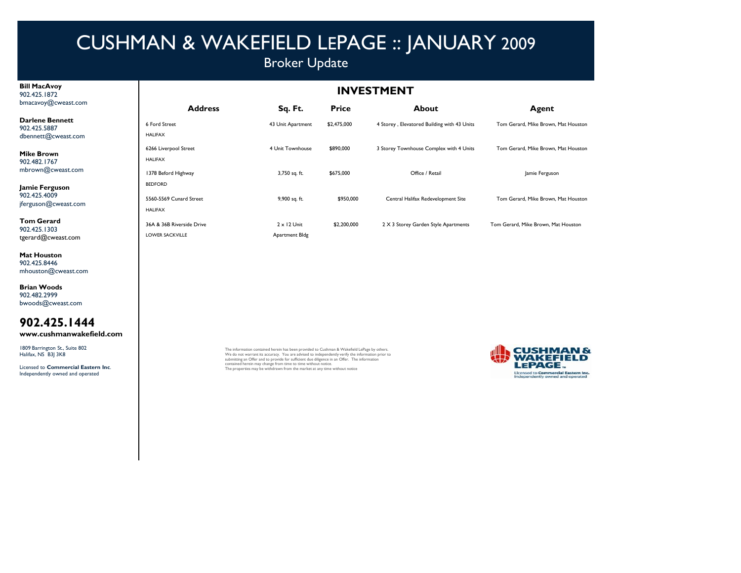# CUSHMAN & WAKEFIELD LEPAGE :: JANUARY 2009

## Broker Update

**Bill MacAvoy**
902.425.1872
bmacavoy@cweast.com

**Darlene Bennett**
902.425.5887
dbennett@cweast.com

**Mike Brown**
902.482.1767
mbrown@cweast.com

**Jamie Ferguson**
902.425.4009
jferguson@cweast.com

**Tom Gerard**
902.425.1303
tgerard@cweast.com

**Mat Houston**
902.425.8446
mhouston@cweast.com

**Brian Woods**
902.482.2999
bwoods@cweast.com

**902.425.1444**
**www.cushmanwakefield.com**

1809 Barrington St., Suite 802
Halifax, NS B3J 3K8

Licensed to **Commercial Eastern Inc**.
Independently owned and operated

## INVESTMENT

| Address | Sq. Ft. | Price | About | Agent |
|---|---|---|---|---|
| 6 Ford Street<br>HALIFAX | 43 Unit Apartment | $2,475,000 | 4 Storey , Elevatored Building with 43 Units | Tom Gerard, Mike Brown, Mat Houston |
| 6266 Liverpool Street<br>HALIFAX | 4 Unit Townhouse | $890,000 | 3 Storey Townhouse Complex with 4 Units | Tom Gerard, Mike Brown, Mat Houston |
| 1378 Beford Highway<br>BEDFORD | 3,750 sq. ft. | $675,000 | Office / Retail | Jamie Ferguson |
| 5560-5569 Cunard Street<br>HALIFAX | 9,900 sq. ft. | $950,000 | Central Halifax Redevelopment Site | Tom Gerard, Mike Brown, Mat Houston |
| 36A & 36B Riverside Drive<br>LOWER SACKVILLE | 2 x 12 Unit<br>Apartment Bldg | $2,200,000 | 2 X 3 Storey Garden Style Apartments | Tom Gerard, Mike Brown, Mat Houston |

The information contained herein has been provided to Cushman & Wakefield LePage by others. We do not warrant its accuracy. You are advised to independently verify the information prior to submitting an Offer and to provide for sufficient due diligence in an Offer. The information contained herein may change from time to time without notice.
The properties may be withdrawn from the market at any time without notice

CUSHMAN & WAKEFIELD LEPAGE
Licensed to Commercial Eastern Inc.
Independently owned and operated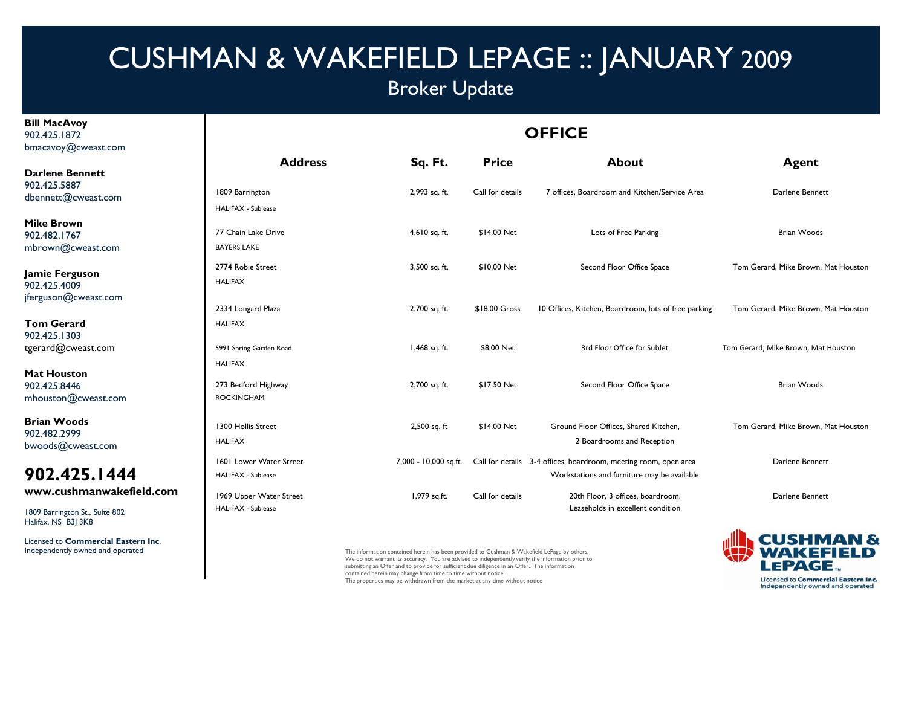# CUSHMAN & WAKEFIELD LEPAGE :: JANUARY 2009

## Broker Update

**Bill MacAvoy**
902.425.1872
bmacavoy@cweast.com

**Darlene Bennett**
902.425.5887
dbennett@cweast.com

**Mike Brown**
902.482.1767
mbrown@cweast.com

**Jamie Ferguson**
902.425.4009
jferguson@cweast.com

**Tom Gerard**
902.425.1303
tgerard@cweast.com

**Mat Houston**
902.425.8446
mhouston@cweast.com

**Brian Woods**
902.482.2999
bwoods@cweast.com

## 902.425.1444

**www.cushmanwakefield.com**

1809 Barrington St., Suite 802
Halifax, NS B3J 3K8

Licensed to **Commercial Eastern Inc**.
Independently owned and operated

## OFFICE

| Address | Sq. Ft. | Price | About | Agent |
|---|---|---|---|---|
| 1809 Barrington<br>HALIFAX - Sublease | 2,993 sq. ft. | Call for details | 7 offices, Boardroom and Kitchen/Service Area | Darlene Bennett |
| 77 Chain Lake Drive<br>BAYERS LAKE | 4,610 sq. ft. | $14.00 Net | Lots of Free Parking | Brian Woods |
| 2774 Robie Street<br>HALIFAX | 3,500 sq. ft. | $10.00 Net | Second Floor Office Space | Tom Gerard, Mike Brown, Mat Houston |
| 2334 Longard Plaza<br>HALIFAX | 2,700 sq. ft. | $18.00 Gross | 10 Offices, Kitchen, Boardroom, lots of free parking | Tom Gerard, Mike Brown, Mat Houston |
| 5991 Spring Garden Road<br>HALIFAX | 1,468 sq. ft. | $8.00 Net | 3rd Floor Office for Sublet | Tom Gerard, Mike Brown, Mat Houston |
| 273 Bedford Highway<br>ROCKINGHAM | 2,700 sq. ft. | $17.50 Net | Second Floor Office Space | Brian Woods |
| 1300 Hollis Street<br>HALIFAX | 2,500 sq. ft | $14.00 Net | Ground Floor Offices, Shared Kitchen, 2 Boardrooms and Reception | Tom Gerard, Mike Brown, Mat Houston |
| 1601 Lower Water Street<br>HALIFAX - Sublease | 7,000 - 10,000 sq.ft. | Call for details | 3-4 offices, boardroom, meeting room, open area Workstations and furniture may be available | Darlene Bennett |
| 1969 Upper Water Street<br>HALIFAX - Sublease | 1,979 sq.ft. | Call for details | 20th Floor, 3 offices, boardroom. Leaseholds in excellent condition | Darlene Bennett |

The information contained herein has been provided to Cushman & Wakefield LePage by others. We do not warrant its accuracy. You are advised to independently verify the information prior to submitting an Offer and to provide for sufficient due diligence in an Offer. The information contained herein may change from time to time without notice.
The properties may be withdrawn from the market at any time without notice

CUSHMAN & WAKEFIELD LEPAGE™
Licensed to **Commercial Eastern Inc.**
Independently owned and operated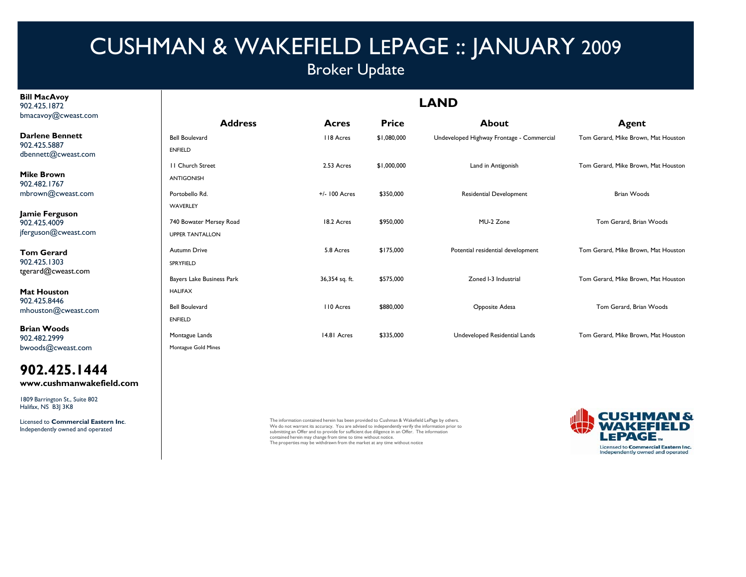# CUSHMAN & WAKEFIELD LEPAGE :: JANUARY 2009

## Broker Update

**Bill MacAvoy**
902.425.1872
bmacavoy@cweast.com

**Darlene Bennett**
902.425.5887
dbennett@cweast.com

**Mike Brown**
902.482.1767
mbrown@cweast.com

**Jamie Ferguson**
902.425.4009
jferguson@cweast.com

**Tom Gerard**
902.425.1303
tgerard@cweast.com

**Mat Houston**
902.425.8446
mhouston@cweast.com

**Brian Woods**
902.482.2999
bwoods@cweast.com

**902.425.1444**
**www.cushmanwakefield.com**

1809 Barrington St., Suite 802
Halifax, NS B3J 3K8

Licensed to **Commercial Eastern Inc**.
Independently owned and operated

## LAND

| Address | Acres | Price | About | Agent |
|---|---|---|---|---|
| Bell Boulevard<br>ENFIELD | 118 Acres | $1,080,000 | Undeveloped Highway Frontage - Commercial | Tom Gerard, Mike Brown, Mat Houston |
| 11 Church Street<br>ANTIGONISH | 2.53 Acres | $1,000,000 | Land in Antigonish | Tom Gerard, Mike Brown, Mat Houston |
| Portobello Rd.<br>WAVERLEY | +/- 100 Acres | $350,000 | Residential Development | Brian Woods |
| 740 Bowater Mersey Road<br>UPPER TANTALLON | 18.2 Acres | $950,000 | MU-2 Zone | Tom Gerard, Brian Woods |
| Autumn Drive<br>SPRYFIELD | 5.8 Acres | $175,000 | Potential residential development | Tom Gerard, Mike Brown, Mat Houston |
| Bayers Lake Business Park<br>HALIFAX | 36,354 sq. ft. | $575,000 | Zoned I-3 Industrial | Tom Gerard, Mike Brown, Mat Houston |
| Bell Boulevard<br>ENFIELD | 110 Acres | $880,000 | Opposite Adesa | Tom Gerard, Brian Woods |
| Montague Lands<br>Montague Gold Mines | 14.81 Acres | $335,000 | Undeveloped Residential Lands | Tom Gerard, Mike Brown, Mat Houston |

The information contained herein has been provided to Cushman & Wakefield LePage by others. We do not warrant its accuracy. You are advised to independently verify the information prior to submitting an Offer and to provide for sufficient due diligence in an Offer. The information contained herein may change from time to time without notice.
The properties may be withdrawn from the market at any time without notice

CUSHMAN & WAKEFIELD LEPAGE™
Licensed to **Commercial Eastern Inc.**
Independently owned and operated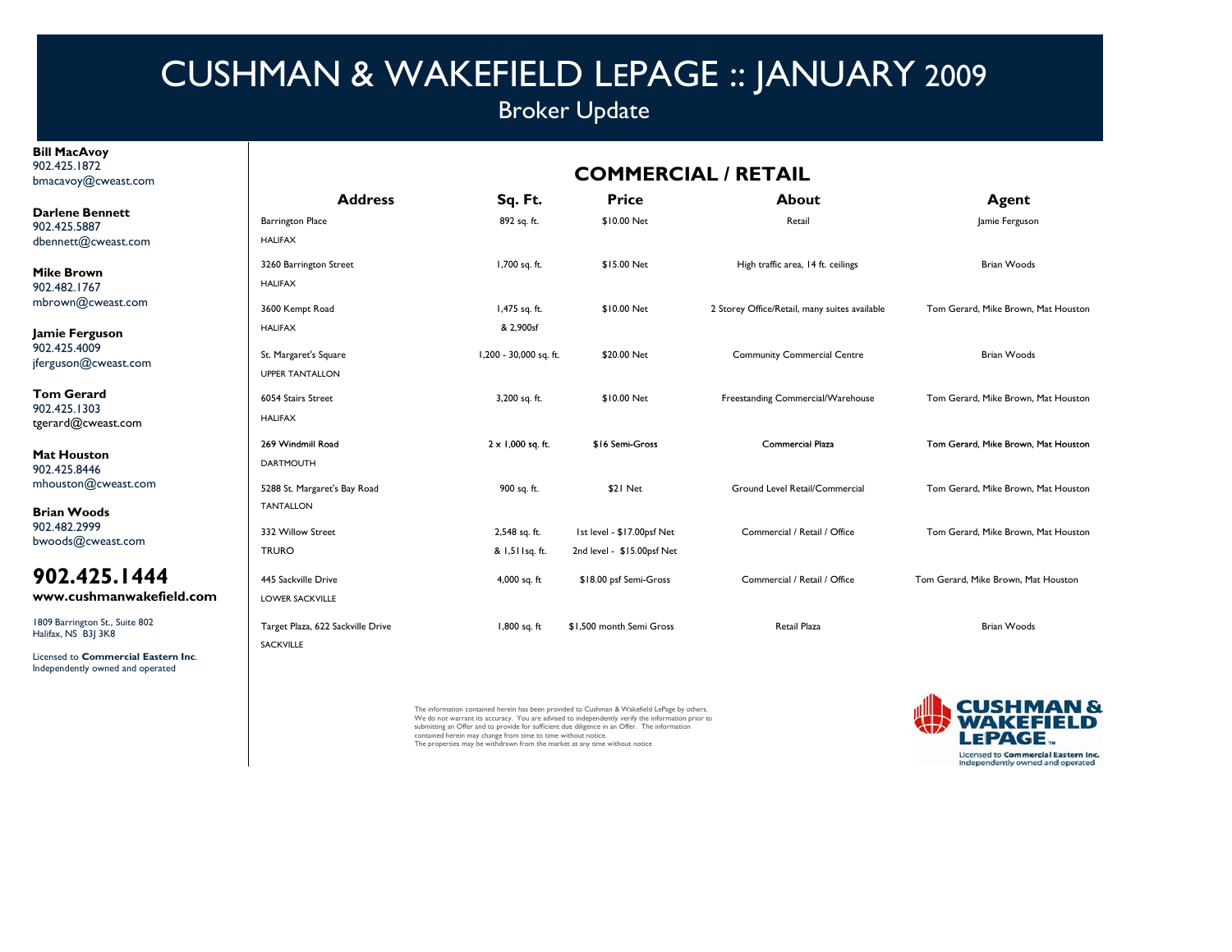# CUSHMAN & WAKEFIELD LEPAGE :: JANUARY 2009

Broker Update

**Bill MacAvoy**
902.425.1872
bmacavoy@cweast.com

**Darlene Bennett**
902.425.5887
dbennett@cweast.com

**Mike Brown**
902.482.1767
mbrown@cweast.com

**Jamie Ferguson**
902.425.4009
jferguson@cweast.com

**Tom Gerard**
902.425.1303
tgerard@cweast.com

**Mat Houston**
902.425.8446
mhouston@cweast.com

**Brian Woods**
902.482.2999
bwoods@cweast.com

## 902.425.1444

**www.cushmanwakefield.com**

1809 Barrington St., Suite 802
Halifax, NS B3J 3K8

Licensed to **Commercial Eastern Inc**.
Independently owned and operated

## COMMERCIAL / RETAIL

| Address | Sq. Ft. | Price | About | Agent |
|---|---|---|---|---|
| Barrington Place<br>HALIFAX | 892 sq. ft. | $10.00 Net | Retail | Jamie Ferguson |
| 3260 Barrington Street<br>HALIFAX | 1,700 sq. ft. | $15.00 Net | High traffic area, 14 ft. ceilings | Brian Woods |
| 3600 Kempt Road<br>HALIFAX | 1,475 sq. ft.<br>& 2,900sf | $10.00 Net | 2 Storey Office/Retail, many suites available | Tom Gerard, Mike Brown, Mat Houston |
| St. Margaret's Square<br>UPPER TANTALLON | 1,200 - 30,000 sq. ft. | $20.00 Net | Community Commercial Centre | Brian Woods |
| 6054 Stairs Street<br>HALIFAX | 3,200 sq. ft. | $10.00 Net | Freestanding Commercial/Warehouse | Tom Gerard, Mike Brown, Mat Houston |
| 269 Windmill Road<br>DARTMOUTH | 2 x 1,000 sq. ft. | $16 Semi-Gross | Commercial Plaza | Tom Gerard, Mike Brown, Mat Houston |
| 5288 St. Margaret's Bay Road<br>TANTALLON | 900 sq. ft. | $21 Net | Ground Level Retail/Commercial | Tom Gerard, Mike Brown, Mat Houston |
| 332 Willow Street<br>TRURO | 2,548 sq. ft.<br>& 1,511sq. ft. | 1st level - $17.00psf Net<br>2nd level - $15.00psf Net | Commercial / Retail / Office | Tom Gerard, Mike Brown, Mat Houston |
| 445 Sackville Drive<br>LOWER SACKVILLE | 4,000 sq. ft | $18.00 psf Semi-Gross | Commercial / Retail / Office | Tom Gerard, Mike Brown, Mat Houston |
| Target Plaza, 622 Sackville Drive<br>SACKVILLE | 1,800 sq. ft | $1,500 month Semi Gross | Retail Plaza | Brian Woods |

The information contained herein has been provided to Cushman & Wakefield LePage by others. We do not warrant its accuracy. You are advised to independently verify the information prior to submitting an Offer and to provide for sufficient due diligence in an Offer. The information contained herein may change from time to time without notice.
The properties may be withdrawn from the market at any time without notice

CUSHMAN & WAKEFIELD LEPAGE™
Licensed to Commercial Eastern Inc.
Independently owned and operated